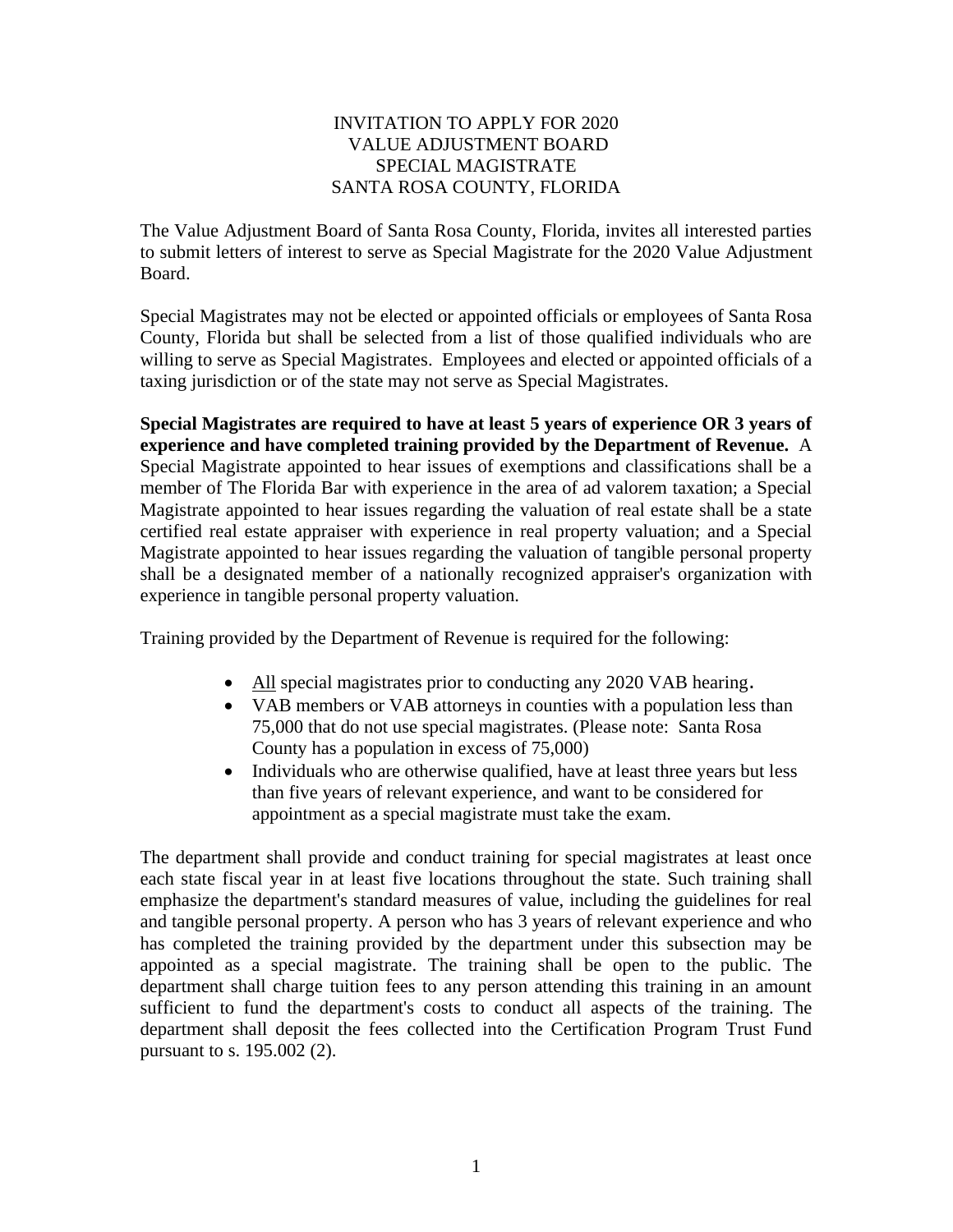# INVITATION TO APPLY FOR 2020 VALUE ADJUSTMENT BOARD SPECIAL MAGISTRATE SANTA ROSA COUNTY, FLORIDA

The Value Adjustment Board of Santa Rosa County, Florida, invites all interested parties to submit letters of interest to serve as Special Magistrate for the 2020 Value Adjustment Board.

Special Magistrates may not be elected or appointed officials or employees of Santa Rosa County, Florida but shall be selected from a list of those qualified individuals who are willing to serve as Special Magistrates. Employees and elected or appointed officials of a taxing jurisdiction or of the state may not serve as Special Magistrates.

**Special Magistrates are required to have at least 5 years of experience OR 3 years of experience and have completed training provided by the Department of Revenue.** A Special Magistrate appointed to hear issues of exemptions and classifications shall be a member of The Florida Bar with experience in the area of ad valorem taxation; a Special Magistrate appointed to hear issues regarding the valuation of real estate shall be a state certified real estate appraiser with experience in real property valuation; and a Special Magistrate appointed to hear issues regarding the valuation of tangible personal property shall be a designated member of a nationally recognized appraiser's organization with experience in tangible personal property valuation.

Training provided by the Department of Revenue is required for the following:

- <u>All</u> special magistrates prior to conducting any 2020 VAB hearing.
- VAB members or VAB attorneys in counties with a population less than 75,000 that do not use special magistrates. (Please note: Santa Rosa County has a population in excess of 75,000)
- Individuals who are otherwise qualified, have at least three years but less than five years of relevant experience, and want to be considered for appointment as a special magistrate must take the exam.

The department shall provide and conduct training for special magistrates at least once each state fiscal year in at least five locations throughout the state. Such training shall emphasize the department's standard measures of value, including the guidelines for real and tangible personal property. A person who has 3 years of relevant experience and who has completed the training provided by the department under this subsection may be appointed as a special magistrate. The training shall be open to the public. The department shall charge tuition fees to any person attending this training in an amount sufficient to fund the department's costs to conduct all aspects of the training. The department shall deposit the fees collected into the Certification Program Trust Fund pursuant to s. 195.002 (2).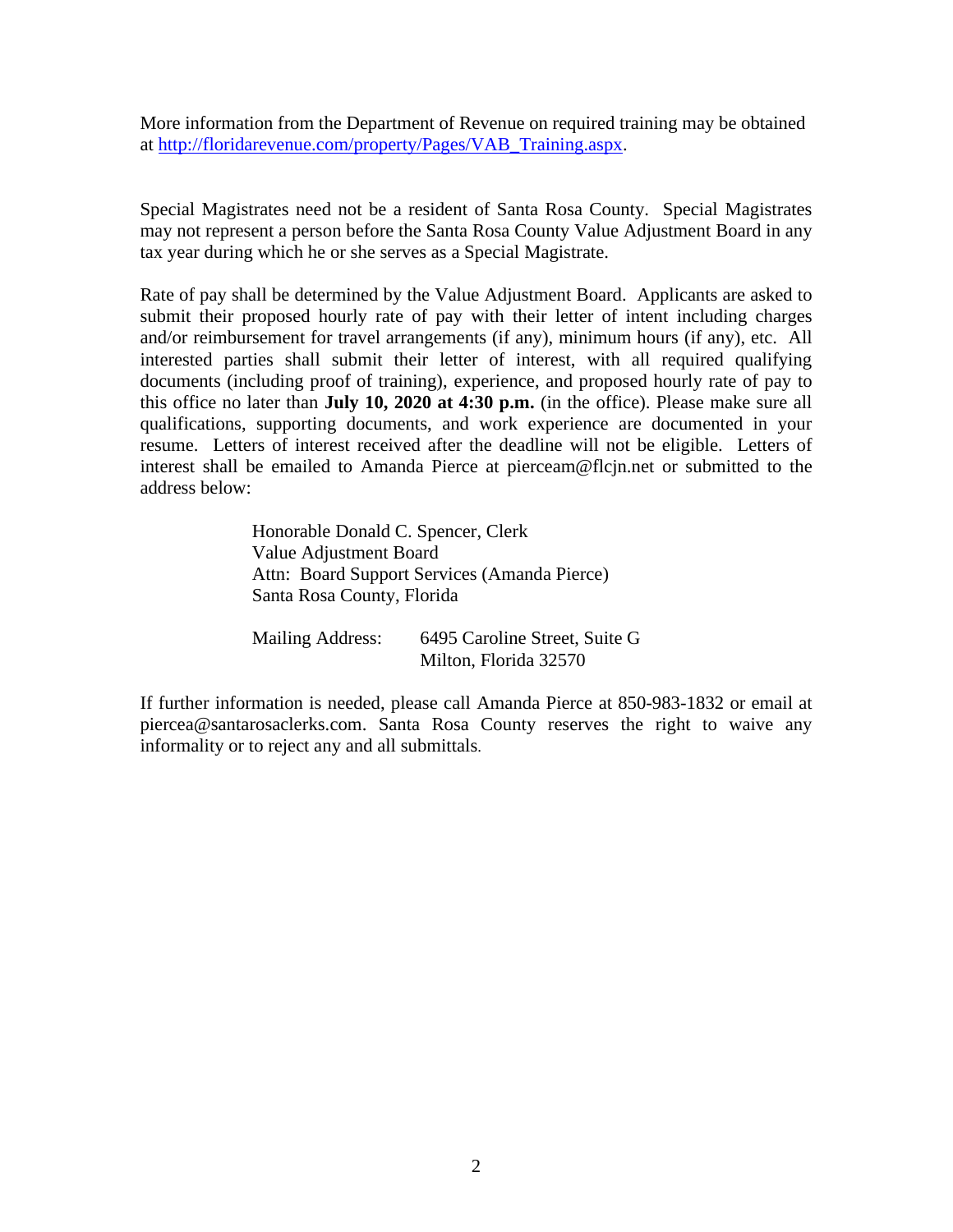More information from the Department of Revenue on required training may be obtained at http://floridarevenue.com/property/Pages/VAB_Training.aspx.

Special Magistrates need not be a resident of Santa Rosa County. Special Magistrates may not represent a person before the Santa Rosa County Value Adjustment Board in any tax year during which he or she serves as a Special Magistrate.

Rate of pay shall be determined by the Value Adjustment Board. Applicants are asked to submit their proposed hourly rate of pay with their letter of intent including charges and/or reimbursement for travel arrangements (if any), minimum hours (if any), etc. All interested parties shall submit their letter of interest, with all required qualifying documents (including proof of training), experience, and proposed hourly rate of pay to this office no later than **July 10, 2020 at 4:30 p.m.** (in the office). Please make sure all qualifications, supporting documents, and work experience are documented in your resume. Letters of interest received after the deadline will not be eligible. Letters of interest shall be emailed to Amanda Pierce at pierceam@flcjn.net or submitted to the address below:

Honorable Donald C. Spencer, Clerk
Value Adjustment Board
Attn: Board Support Services (Amanda Pierce)
Santa Rosa County, Florida

Mailing Address: 6495 Caroline Street, Suite G
Milton, Florida 32570

If further information is needed, please call Amanda Pierce at 850-983-1832 or email at piercea@santarosaclerks.com. Santa Rosa County reserves the right to waive any informality or to reject any and all submittals.